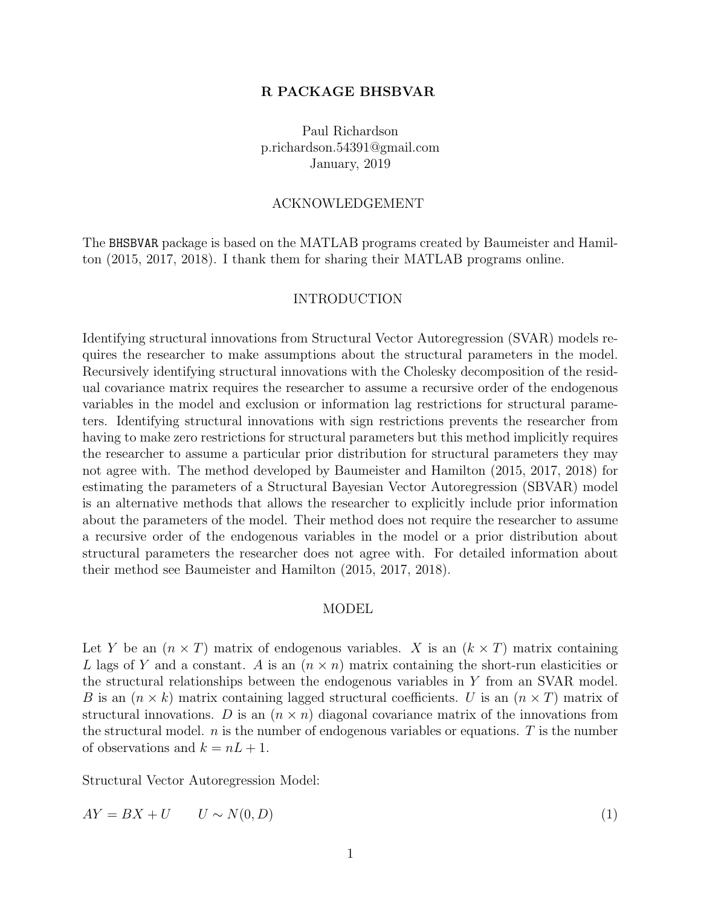# R PACKAGE BHSBVAR

Paul Richardson
p.richardson.54391@gmail.com
January, 2019

## ACKNOWLEDGEMENT

The `BHSBVAR` package is based on the MATLAB programs created by Baumeister and Hamilton (2015, 2017, 2018). I thank them for sharing their MATLAB programs online.

## INTRODUCTION

Identifying structural innovations from Structural Vector Autoregression (SVAR) models requires the researcher to make assumptions about the structural parameters in the model. Recursively identifying structural innovations with the Cholesky decomposition of the residual covariance matrix requires the researcher to assume a recursive order of the endogenous variables in the model and exclusion or information lag restrictions for structural parameters. Identifying structural innovations with sign restrictions prevents the researcher from having to make zero restrictions for structural parameters but this method implicitly requires the researcher to assume a particular prior distribution for structural parameters they may not agree with. The method developed by Baumeister and Hamilton (2015, 2017, 2018) for estimating the parameters of a Structural Bayesian Vector Autoregression (SBVAR) model is an alternative methods that allows the researcher to explicitly include prior information about the parameters of the model. Their method does not require the researcher to assume a recursive order of the endogenous variables in the model or a prior distribution about structural parameters the researcher does not agree with. For detailed information about their method see Baumeister and Hamilton (2015, 2017, 2018).

## MODEL

Let $Y$ be an $(n \times T)$ matrix of endogenous variables. $X$ is an $(k \times T)$ matrix containing $L$ lags of $Y$ and a constant. $A$ is an $(n \times n)$ matrix containing the short-run elasticities or the structural relationships between the endogenous variables in $Y$ from an SVAR model. $B$ is an $(n \times k)$ matrix containing lagged structural coefficients. $U$ is an $(n \times T)$ matrix of structural innovations. $D$ is an $(n \times n)$ diagonal covariance matrix of the innovations from the structural model. $n$ is the number of endogenous variables or equations. $T$ is the number of observations and $k = nL + 1$.

Structural Vector Autoregression Model:

$$AY = BX + U \qquad U \sim N(0, D) \tag{1}$$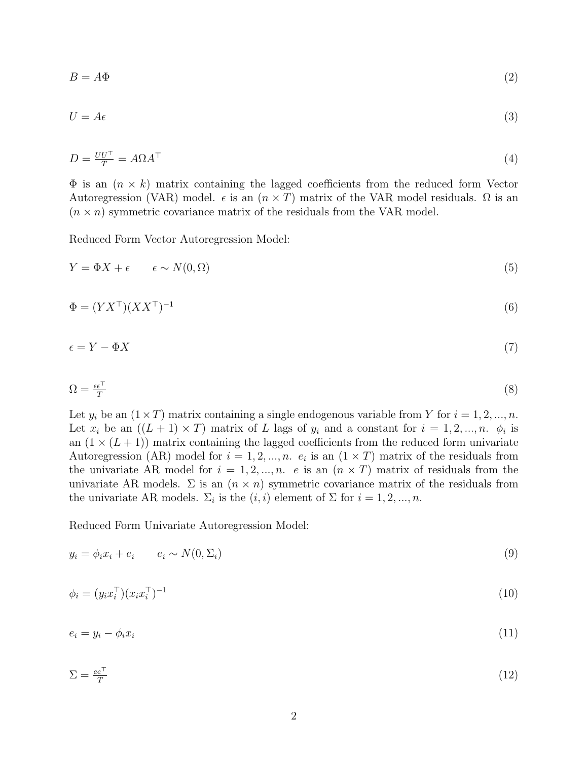$$B = A\Phi \tag{2}$$

$$U = A\epsilon \tag{3}$$

$$D = \frac{UU^\top}{T} = A\Omega A^\top \tag{4}$$

$\Phi$ is an $(n \times k)$ matrix containing the lagged coefficients from the reduced form Vector Autoregression (VAR) model. $\epsilon$ is an $(n \times T)$ matrix of the VAR model residuals. $\Omega$ is an $(n \times n)$ symmetric covariance matrix of the residuals from the VAR model.

Reduced Form Vector Autoregression Model:

$$Y = \Phi X + \epsilon \qquad \epsilon \sim N(0, \Omega) \tag{5}$$

$$\Phi = (YX^\top)(XX^\top)^{-1} \tag{6}$$

$$\epsilon = Y - \Phi X \tag{7}$$

$$\Omega = \frac{\epsilon\epsilon^\top}{T} \tag{8}$$

Let $y_i$ be an $(1 \times T)$ matrix containing a single endogenous variable from $Y$ for $i = 1, 2, ..., n$. Let $x_i$ be an $((L+1) \times T)$ matrix of $L$ lags of $y_i$ and a constant for $i = 1, 2, ..., n$. $\phi_i$ is an $(1 \times (L+1))$ matrix containing the lagged coefficients from the reduced form univariate Autoregression (AR) model for $i = 1, 2, ..., n$. $e_i$ is an $(1 \times T)$ matrix of the residuals from the univariate AR model for $i = 1, 2, ..., n$. $e$ is an $(n \times T)$ matrix of residuals from the univariate AR models. $\Sigma$ is an $(n \times n)$ symmetric covariance matrix of the residuals from the univariate AR models. $\Sigma_i$ is the $(i, i)$ element of $\Sigma$ for $i = 1, 2, ..., n$.

Reduced Form Univariate Autoregression Model:

$$y_i = \phi_i x_i + e_i \qquad e_i \sim N(0, \Sigma_i) \tag{9}$$

$$\phi_i = (y_i x_i^\top)(x_i x_i^\top)^{-1} \tag{10}$$

$$e_i = y_i - \phi_i x_i \tag{11}$$

$$\Sigma = \frac{ee^\top}{T} \tag{12}$$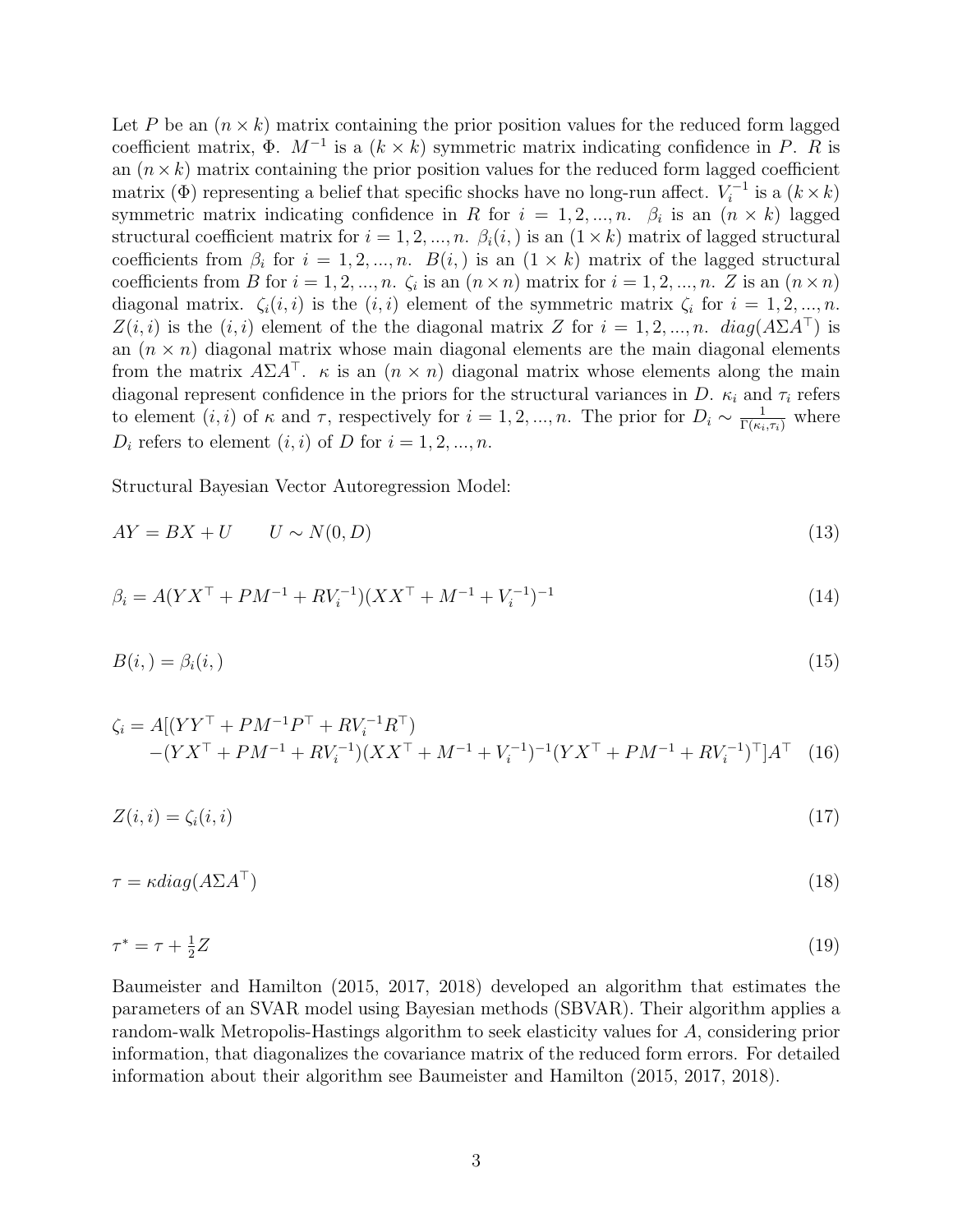Let $P$ be an $(n \times k)$ matrix containing the prior position values for the reduced form lagged coefficient matrix, $\Phi$. $M^{-1}$ is a $(k \times k)$ symmetric matrix indicating confidence in $P$. $R$ is an $(n \times k)$ matrix containing the prior position values for the reduced form lagged coefficient matrix ($\Phi$) representing a belief that specific shocks have no long-run affect. $V_i^{-1}$ is a $(k \times k)$ symmetric matrix indicating confidence in $R$ for $i = 1, 2, ..., n$. $\beta_i$ is an $(n \times k)$ lagged structural coefficient matrix for $i = 1, 2, ..., n$. $\beta_i(i, )$ is an $(1 \times k)$ matrix of lagged structural coefficients from $\beta_i$ for $i = 1, 2, ..., n$. $B(i, )$ is an $(1 \times k)$ matrix of the lagged structural coefficients from $B$ for $i = 1, 2, ..., n$. $\zeta_i$ is an $(n \times n)$ matrix for $i = 1, 2, ..., n$. $Z$ is an $(n \times n)$ diagonal matrix. $\zeta_i(i, i)$ is the $(i, i)$ element of the symmetric matrix $\zeta_i$ for $i = 1, 2, ..., n$. $Z(i, i)$ is the $(i, i)$ element of the the diagonal matrix $Z$ for $i = 1, 2, ..., n$. $diag(A\Sigma A^\top)$ is an $(n \times n)$ diagonal matrix whose main diagonal elements are the main diagonal elements from the matrix $A\Sigma A^\top$. $\kappa$ is an $(n \times n)$ diagonal matrix whose elements along the main diagonal represent confidence in the priors for the structural variances in $D$. $\kappa_i$ and $\tau_i$ refers to element $(i, i)$ of $\kappa$ and $\tau$, respectively for $i = 1, 2, ..., n$. The prior for $D_i \sim \frac{1}{\Gamma(\kappa_i, \tau_i)}$ where $D_i$ refers to element $(i, i)$ of $D$ for $i = 1, 2, ..., n$.

Structural Bayesian Vector Autoregression Model:

$$AY = BX + U \qquad U \sim N(0, D) \tag{13}$$

$$\beta_i = A(YX^\top + PM^{-1} + RV_i^{-1})(XX^\top + M^{-1} + V_i^{-1})^{-1} \tag{14}$$

$$B(i, ) = \beta_i(i, ) \tag{15}$$

$$\begin{aligned}\zeta_i = A[&(YY^\top + PM^{-1}P^\top + RV_i^{-1}R^\top) \\ &-(YX^\top + PM^{-1} + RV_i^{-1})(XX^\top + M^{-1} + V_i^{-1})^{-1}(YX^\top + PM^{-1} + RV_i^{-1})^\top]A^\top\end{aligned} \tag{16}$$

$$Z(i, i) = \zeta_i(i, i) \tag{17}$$

$$\tau = \kappa diag(A\Sigma A^\top) \tag{18}$$

$$\tau^* = \tau + \tfrac{1}{2}Z \tag{19}$$

Baumeister and Hamilton (2015, 2017, 2018) developed an algorithm that estimates the parameters of an SVAR model using Bayesian methods (SBVAR). Their algorithm applies a random-walk Metropolis-Hastings algorithm to seek elasticity values for $A$, considering prior information, that diagonalizes the covariance matrix of the reduced form errors. For detailed information about their algorithm see Baumeister and Hamilton (2015, 2017, 2018).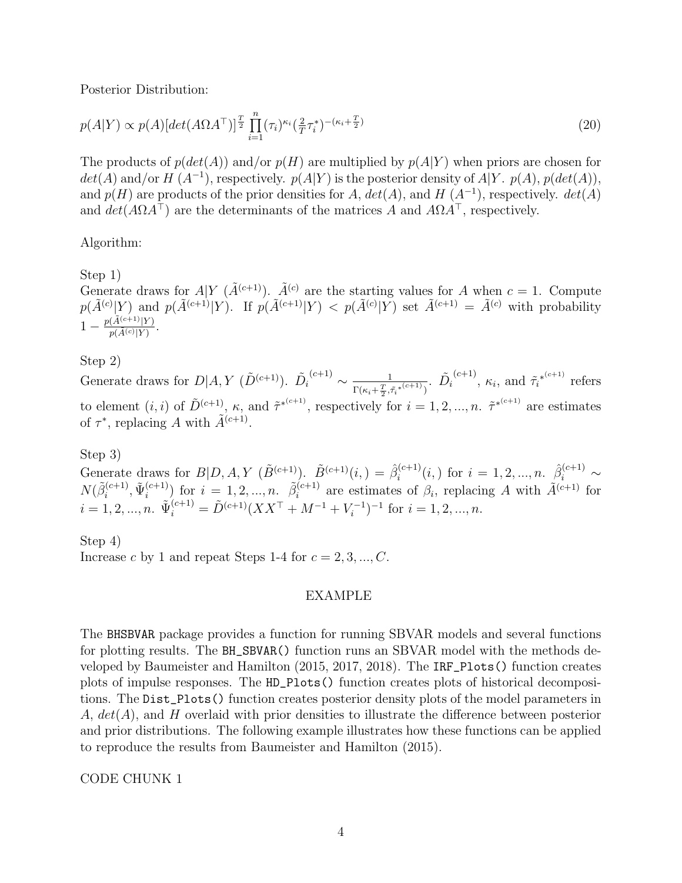Posterior Distribution:

$$p(A|Y) \propto p(A)[det(A\Omega A^{\top})]^{\frac{T}{2}} \prod_{i=1}^{n} (\tau_i)^{\kappa_i} (\tfrac{2}{T}\tau_i^*)^{-(\kappa_i + \frac{T}{2})} \tag{20}$$

The products of $p(det(A))$ and/or $p(H)$ are multiplied by $p(A|Y)$ when priors are chosen for $det(A)$ and/or $H$ $(A^{-1})$, respectively. $p(A|Y)$ is the posterior density of $A|Y$. $p(A)$, $p(det(A))$, and $p(H)$ are products of the prior densities for $A$, $det(A)$, and $H$ $(A^{-1})$, respectively. $det(A)$ and $det(A\Omega A^{\top})$ are the determinants of the matrices $A$ and $A\Omega A^{\top}$, respectively.

Algorithm:

Step 1)
Generate draws for $A|Y$ $(\tilde{A}^{(c+1)})$. $\tilde{A}^{(c)}$ are the starting values for $A$ when $c = 1$. Compute $p(\tilde{A}^{(c)}|Y)$ and $p(\tilde{A}^{(c+1)}|Y)$. If $p(\tilde{A}^{(c+1)}|Y) < p(\tilde{A}^{(c)}|Y)$ set $\tilde{A}^{(c+1)} = \tilde{A}^{(c)}$ with probability $1 - \frac{p(\tilde{A}^{(c+1)}|Y)}{p(\tilde{A}^{(c)}|Y)}$.

Step 2)
Generate draws for $D|A, Y$ $(\tilde{D}^{(c+1)})$. $\tilde{D}_i^{(c+1)} \sim \frac{1}{\Gamma(\kappa_i + \frac{T}{2}, \tilde{\tau}_i^{*(c+1)})}$. $\tilde{D}_i^{(c+1)}$, $\kappa_i$, and $\tilde{\tau}_i^{*(c+1)}$ refers to element $(i, i)$ of $\tilde{D}^{(c+1)}$, $\kappa$, and $\tilde{\tau}^{*(c+1)}$, respectively for $i = 1, 2, ..., n$. $\tilde{\tau}^{*(c+1)}$ are estimates of $\tau^*$, replacing $A$ with $\tilde{A}^{(c+1)}$.

Step 3)
Generate draws for $B|D, A, Y$ $(\tilde{B}^{(c+1)})$. $\tilde{B}^{(c+1)}(i,) = \hat{\beta}_i^{(c+1)}(i,)$ for $i = 1, 2, ..., n$. $\hat{\beta}_i^{(c+1)} \sim N(\tilde{\beta}_i^{(c+1)}, \tilde{\Psi}_i^{(c+1)})$ for $i = 1, 2, ..., n$. $\tilde{\beta}_i^{(c+1)}$ are estimates of $\beta_i$, replacing $A$ with $\tilde{A}^{(c+1)}$ for $i = 1, 2, ..., n$. $\tilde{\Psi}_i^{(c+1)} = \tilde{D}^{(c+1)}(XX^{\top} + M^{-1} + V_i^{-1})^{-1}$ for $i = 1, 2, ..., n$.

Step 4)
Increase $c$ by 1 and repeat Steps 1-4 for $c = 2, 3, ..., C$.

## EXAMPLE

The BHSBVAR package provides a function for running SBVAR models and several functions for plotting results. The BH_SBVAR() function runs an SBVAR model with the methods developed by Baumeister and Hamilton (2015, 2017, 2018). The IRF_Plots() function creates plots of impulse responses. The HD_Plots() function creates plots of historical decompositions. The Dist_Plots() function creates posterior density plots of the model parameters in $A$, $det(A)$, and $H$ overlaid with prior densities to illustrate the difference between posterior and prior distributions. The following example illustrates how these functions can be applied to reproduce the results from Baumeister and Hamilton (2015).

CODE CHUNK 1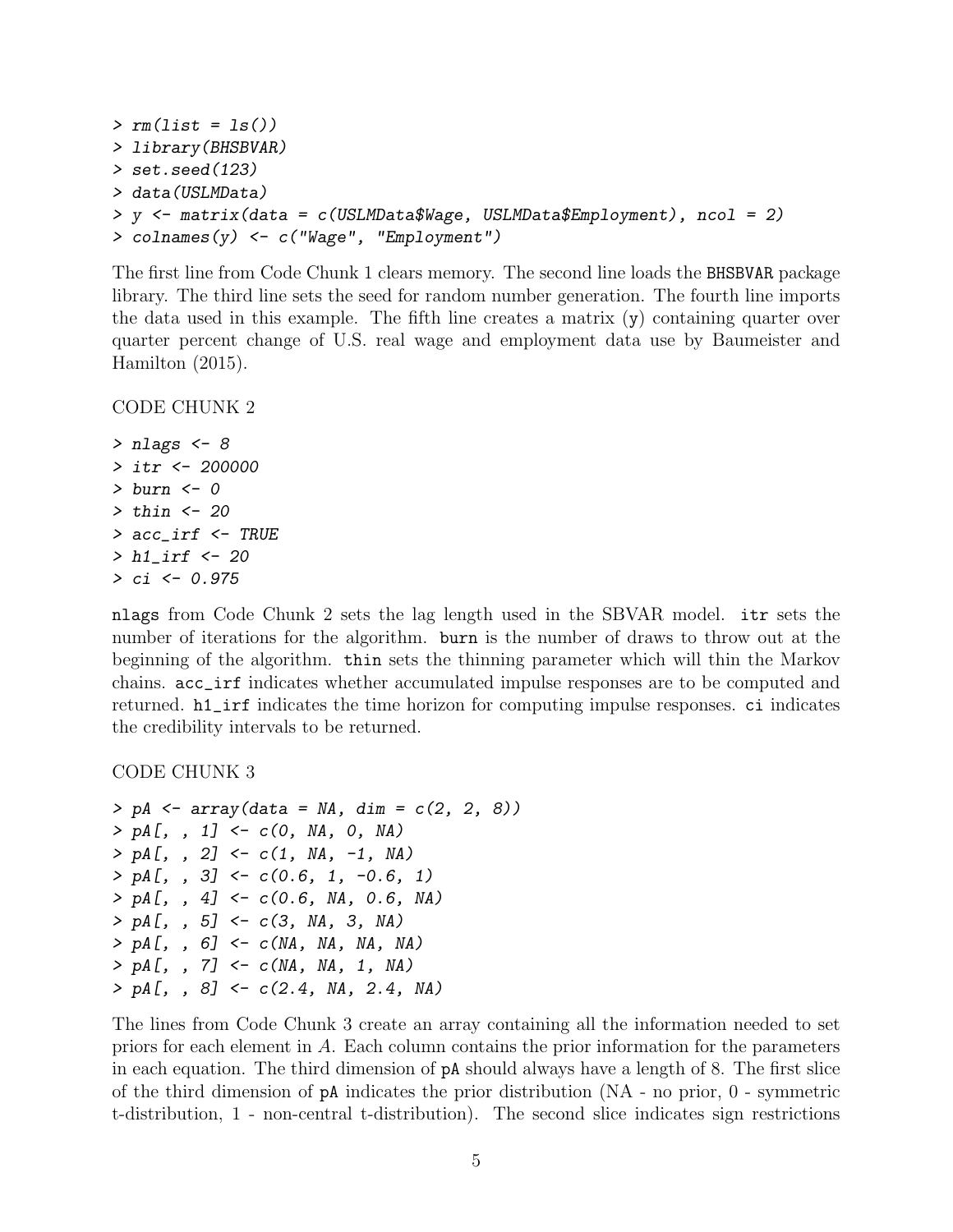```
> rm(list = ls())
> library(BHSBVAR)
> set.seed(123)
> data(USLMData)
> y <- matrix(data = c(USLMData$Wage, USLMData$Employment), ncol = 2)
> colnames(y) <- c("Wage", "Employment")
```

The first line from Code Chunk 1 clears memory. The second line loads the BHSBVAR package library. The third line sets the seed for random number generation. The fourth line imports the data used in this example. The fifth line creates a matrix (y) containing quarter over quarter percent change of U.S. real wage and employment data use by Baumeister and Hamilton (2015).

CODE CHUNK 2

```
> nlags <- 8
> itr <- 200000
> burn <- 0
> thin <- 20
> acc_irf <- TRUE
> h1_irf <- 20
> ci <- 0.975
```

nlags from Code Chunk 2 sets the lag length used in the SBVAR model. itr sets the number of iterations for the algorithm. burn is the number of draws to throw out at the beginning of the algorithm. thin sets the thinning parameter which will thin the Markov chains. acc_irf indicates whether accumulated impulse responses are to be computed and returned. h1_irf indicates the time horizon for computing impulse responses. ci indicates the credibility intervals to be returned.

CODE CHUNK 3

```
> pA <- array(data = NA, dim = c(2, 2, 8))
> pA[, , 1] <- c(0, NA, 0, NA)
> pA[, , 2] <- c(1, NA, -1, NA)
> pA[, , 3] <- c(0.6, 1, -0.6, 1)
> pA[, , 4] <- c(0.6, NA, 0.6, NA)
> pA[, , 5] <- c(3, NA, 3, NA)
> pA[, , 6] <- c(NA, NA, NA, NA)
> pA[, , 7] <- c(NA, NA, 1, NA)
> pA[, , 8] <- c(2.4, NA, 2.4, NA)
```

The lines from Code Chunk 3 create an array containing all the information needed to set priors for each element in $A$. Each column contains the prior information for the parameters in each equation. The third dimension of pA should always have a length of 8. The first slice of the third dimension of pA indicates the prior distribution (NA - no prior, 0 - symmetric t-distribution, 1 - non-central t-distribution). The second slice indicates sign restrictions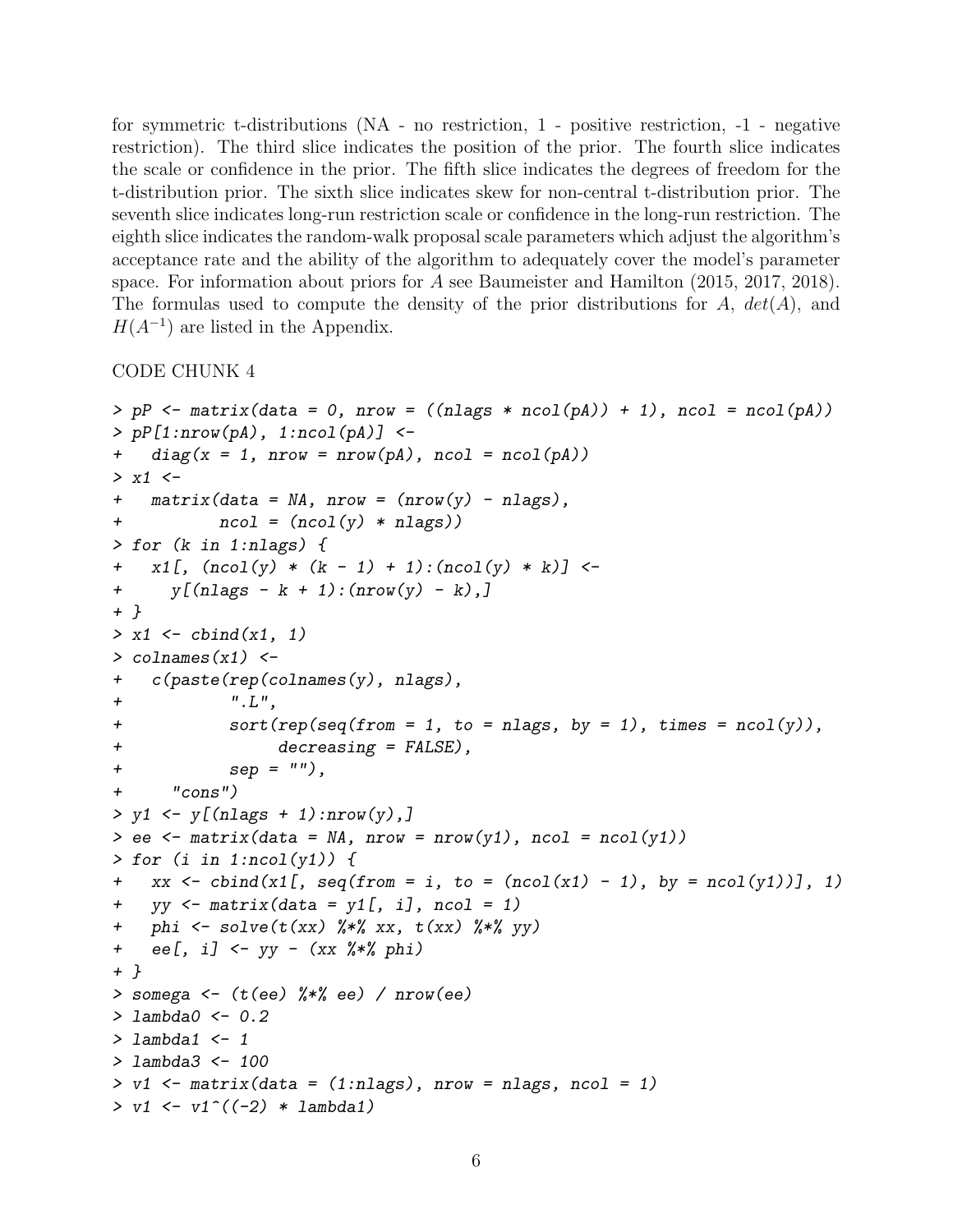for symmetric t-distributions (NA - no restriction, 1 - positive restriction, -1 - negative restriction). The third slice indicates the position of the prior. The fourth slice indicates the scale or confidence in the prior. The fifth slice indicates the degrees of freedom for the t-distribution prior. The sixth slice indicates skew for non-central t-distribution prior. The seventh slice indicates long-run restriction scale or confidence in the long-run restriction. The eighth slice indicates the random-walk proposal scale parameters which adjust the algorithm's acceptance rate and the ability of the algorithm to adequately cover the model's parameter space. For information about priors for $A$ see Baumeister and Hamilton (2015, 2017, 2018). The formulas used to compute the density of the prior distributions for $A$, $det(A)$, and $H(A^{-1})$ are listed in the Appendix.

CODE CHUNK 4

```
> pP <- matrix(data = 0, nrow = ((nlags * ncol(pA)) + 1), ncol = ncol(pA))
> pP[1:nrow(pA), 1:ncol(pA)] <-
+   diag(x = 1, nrow = nrow(pA), ncol = ncol(pA))
> x1 <-
+   matrix(data = NA, nrow = (nrow(y) - nlags),
+          ncol = (ncol(y) * nlags))
> for (k in 1:nlags) {
+   x1[, (ncol(y) * (k - 1) + 1):(ncol(y) * k)] <-
+     y[(nlags - k + 1):(nrow(y) - k),]
+ }
> x1 <- cbind(x1, 1)
> colnames(x1) <-
+   c(paste(rep(colnames(y), nlags),
+           ".L",
+           sort(rep(seq(from = 1, to = nlags, by = 1), times = ncol(y)),
+                decreasing = FALSE),
+           sep = ""),
+     "cons")
> y1 <- y[(nlags + 1):nrow(y),]
> ee <- matrix(data = NA, nrow = nrow(y1), ncol = ncol(y1))
> for (i in 1:ncol(y1)) {
+   xx <- cbind(x1[, seq(from = i, to = (ncol(x1) - 1), by = ncol(y1))], 1)
+   yy <- matrix(data = y1[, i], ncol = 1)
+   phi <- solve(t(xx) %*% xx, t(xx) %*% yy)
+   ee[, i] <- yy - (xx %*% phi)
+ }
> somega <- (t(ee) %*% ee) / nrow(ee)
> lambda0 <- 0.2
> lambda1 <- 1
> lambda3 <- 100
> v1 <- matrix(data = (1:nlags), nrow = nlags, ncol = 1)
> v1 <- v1^((-2) * lambda1)
```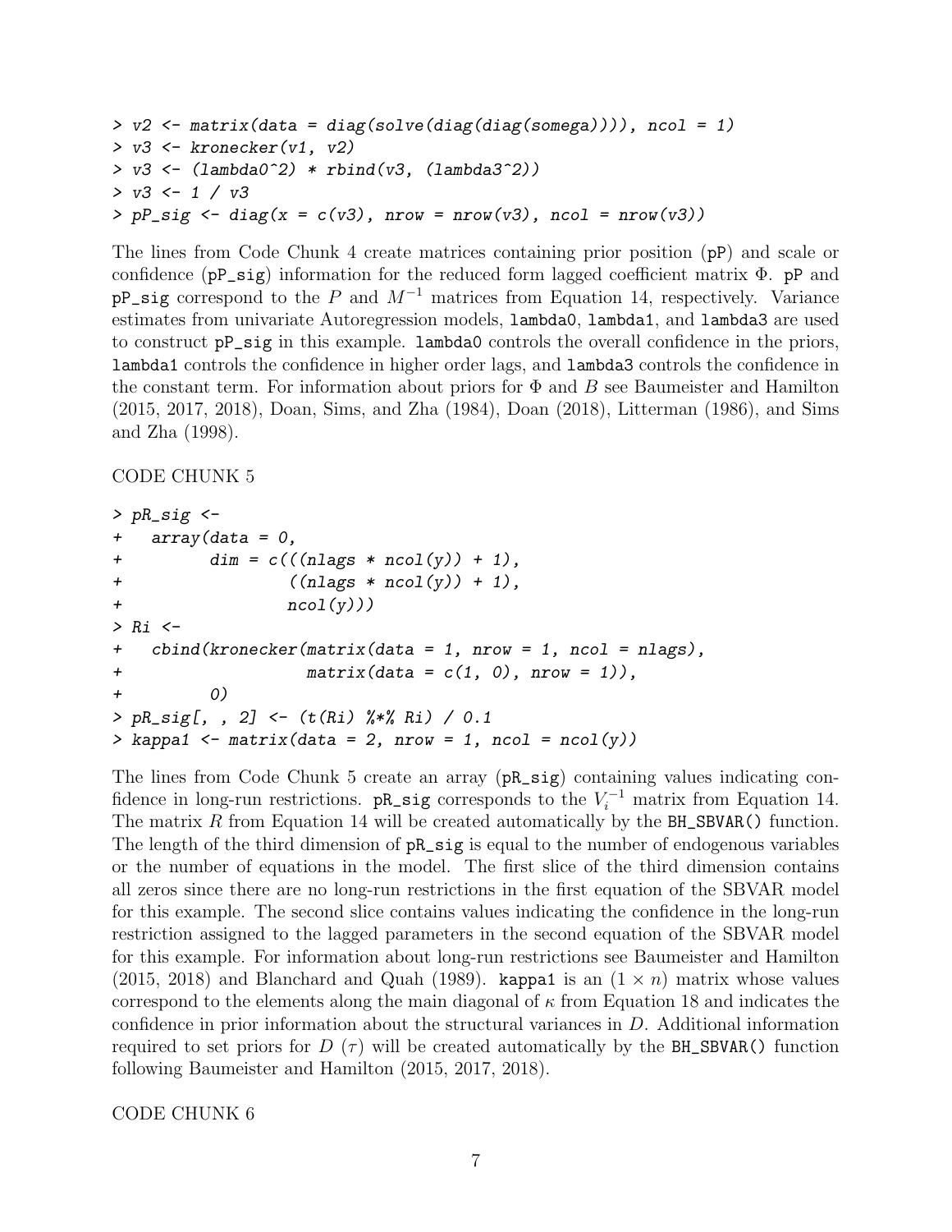```
> v2 <- matrix(data = diag(solve(diag(diag(somega)))), ncol = 1)
> v3 <- kronecker(v1, v2)
> v3 <- (lambda0^2) * rbind(v3, (lambda3^2))
> v3 <- 1 / v3
> pP_sig <- diag(x = c(v3), nrow = nrow(v3), ncol = nrow(v3))
```

The lines from Code Chunk 4 create matrices containing prior position (pP) and scale or confidence (pP_sig) information for the reduced form lagged coefficient matrix $\Phi$. pP and pP_sig correspond to the $P$ and $M^{-1}$ matrices from Equation 14, respectively. Variance estimates from univariate Autoregression models, lambda0, lambda1, and lambda3 are used to construct pP_sig in this example. lambda0 controls the overall confidence in the priors, lambda1 controls the confidence in higher order lags, and lambda3 controls the confidence in the constant term. For information about priors for $\Phi$ and $B$ see Baumeister and Hamilton (2015, 2017, 2018), Doan, Sims, and Zha (1984), Doan (2018), Litterman (1986), and Sims and Zha (1998).

CODE CHUNK 5

```
> pR_sig <-
+   array(data = 0,
+         dim = c(((nlags * ncol(y)) + 1),
+                 ((nlags * ncol(y)) + 1),
+                 ncol(y)))
> Ri <-
+   cbind(kronecker(matrix(data = 1, nrow = 1, ncol = nlags),
+                   matrix(data = c(1, 0), nrow = 1)),
+         0)
> pR_sig[, , 2] <- (t(Ri) %*% Ri) / 0.1
> kappa1 <- matrix(data = 2, nrow = 1, ncol = ncol(y))
```

The lines from Code Chunk 5 create an array (pR_sig) containing values indicating confidence in long-run restrictions. pR_sig corresponds to the $V_i^{-1}$ matrix from Equation 14. The matrix $R$ from Equation 14 will be created automatically by the BH_SBVAR() function. The length of the third dimension of pR_sig is equal to the number of endogenous variables or the number of equations in the model. The first slice of the third dimension contains all zeros since there are no long-run restrictions in the first equation of the SBVAR model for this example. The second slice contains values indicating the confidence in the long-run restriction assigned to the lagged parameters in the second equation of the SBVAR model for this example. For information about long-run restrictions see Baumeister and Hamilton (2015, 2018) and Blanchard and Quah (1989). kappa1 is an $(1 \times n)$ matrix whose values correspond to the elements along the main diagonal of $\kappa$ from Equation 18 and indicates the confidence in prior information about the structural variances in $D$. Additional information required to set priors for $D$ $(\tau)$ will be created automatically by the BH_SBVAR() function following Baumeister and Hamilton (2015, 2017, 2018).

CODE CHUNK 6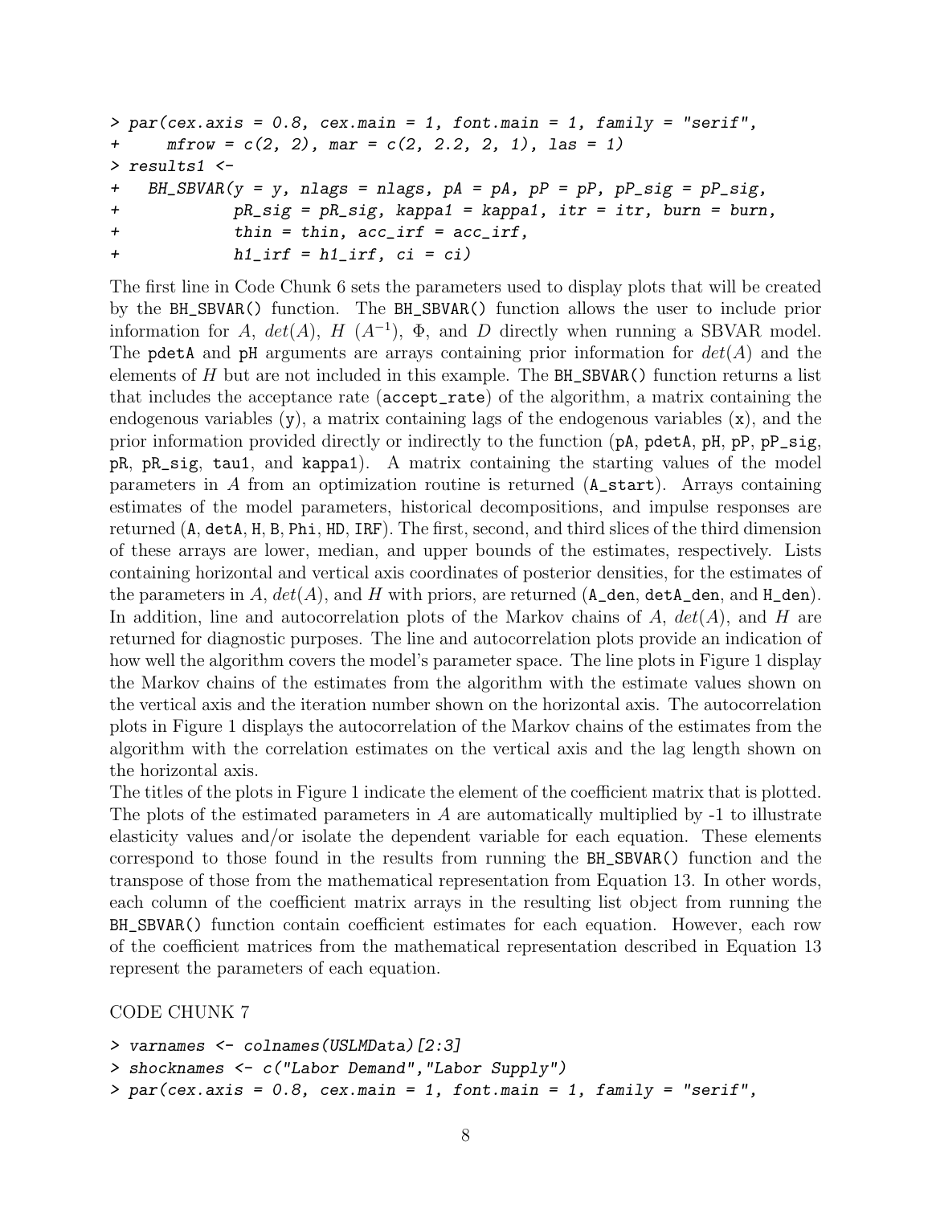```
> par(cex.axis = 0.8, cex.main = 1, font.main = 1, family = "serif",
+     mfrow = c(2, 2), mar = c(2, 2.2, 2, 1), las = 1)
> results1 <-
+   BH_SBVAR(y = y, nlags = nlags, pA = pA, pP = pP, pP_sig = pP_sig,
+            pR_sig = pR_sig, kappa1 = kappa1, itr = itr, burn = burn,
+            thin = thin, acc_irf = acc_irf,
+            h1_irf = h1_irf, ci = ci)
```

The first line in Code Chunk 6 sets the parameters used to display plots that will be created by the `BH_SBVAR()` function. The `BH_SBVAR()` function allows the user to include prior information for $A$, $det(A)$, $H$ ($A^{-1}$), $\Phi$, and $D$ directly when running a SBVAR model. The `pdetA` and `pH` arguments are arrays containing prior information for $det(A)$ and the elements of $H$ but are not included in this example. The `BH_SBVAR()` function returns a list that includes the acceptance rate (`accept_rate`) of the algorithm, a matrix containing the endogenous variables (`y`), a matrix containing lags of the endogenous variables (`x`), and the prior information provided directly or indirectly to the function (`pA`, `pdetA`, `pH`, `pP`, `pP_sig`, `pR`, `pR_sig`, `tau1`, and `kappa1`). A matrix containing the starting values of the model parameters in $A$ from an optimization routine is returned (`A_start`). Arrays containing estimates of the model parameters, historical decompositions, and impulse responses are returned (`A`, `detA`, `H`, `B`, `Phi`, `HD`, `IRF`). The first, second, and third slices of the third dimension of these arrays are lower, median, and upper bounds of the estimates, respectively. Lists containing horizontal and vertical axis coordinates of posterior densities, for the estimates of the parameters in $A$, $det(A)$, and $H$ with priors, are returned (`A_den`, `detA_den`, and `H_den`). In addition, line and autocorrelation plots of the Markov chains of $A$, $det(A)$, and $H$ are returned for diagnostic purposes. The line and autocorrelation plots provide an indication of how well the algorithm covers the model's parameter space. The line plots in Figure 1 display the Markov chains of the estimates from the algorithm with the estimate values shown on the vertical axis and the iteration number shown on the horizontal axis. The autocorrelation plots in Figure 1 displays the autocorrelation of the Markov chains of the estimates from the algorithm with the correlation estimates on the vertical axis and the lag length shown on the horizontal axis.

The titles of the plots in Figure 1 indicate the element of the coefficient matrix that is plotted. The plots of the estimated parameters in $A$ are automatically multiplied by -1 to illustrate elasticity values and/or isolate the dependent variable for each equation. These elements correspond to those found in the results from running the `BH_SBVAR()` function and the transpose of those from the mathematical representation from Equation 13. In other words, each column of the coefficient matrix arrays in the resulting list object from running the `BH_SBVAR()` function contain coefficient estimates for each equation. However, each row of the coefficient matrices from the mathematical representation described in Equation 13 represent the parameters of each equation.

CODE CHUNK 7

```
> varnames <- colnames(USLMData)[2:3]
> shocknames <- c("Labor Demand","Labor Supply")
> par(cex.axis = 0.8, cex.main = 1, font.main = 1, family = "serif",
```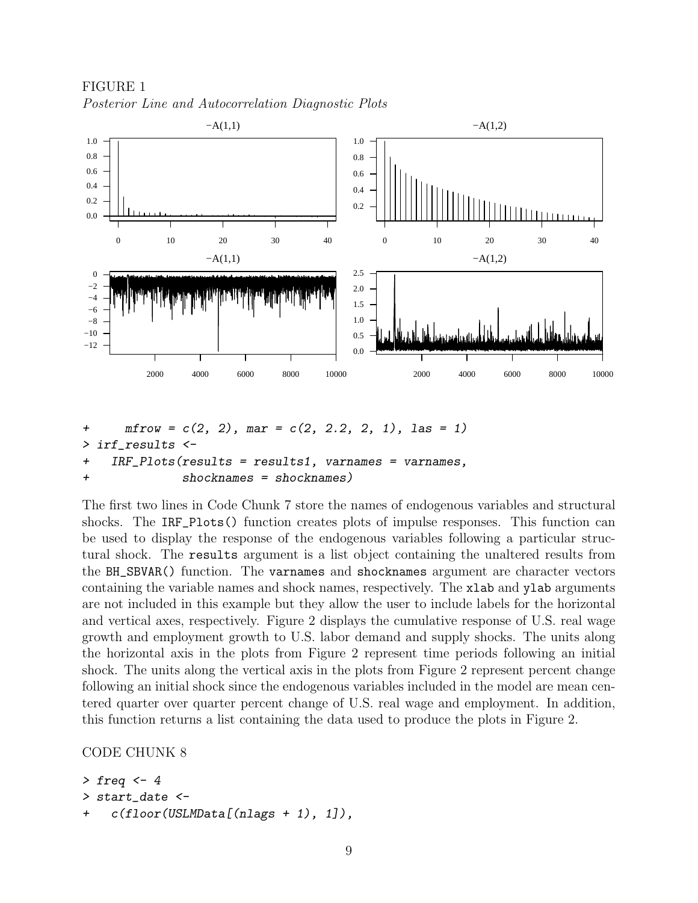FIGURE 1
*Posterior Line and Autocorrelation Diagnostic Plots*

```
+     mfrow = c(2, 2), mar = c(2, 2.2, 2, 1), las = 1)
> irf_results <-
+   IRF_Plots(results = results1, varnames = varnames,
+             shocknames = shocknames)
```

The first two lines in Code Chunk 7 store the names of endogenous variables and structural shocks. The `IRF_Plots()` function creates plots of impulse responses. This function can be used to display the response of the endogenous variables following a particular structural shock. The `results` argument is a list object containing the unaltered results from the `BH_SBVAR()` function. The `varnames` and `shocknames` argument are character vectors containing the variable names and shock names, respectively. The `xlab` and `ylab` arguments are not included in this example but they allow the user to include labels for the horizontal and vertical axes, respectively. Figure 2 displays the cumulative response of U.S. real wage growth and employment growth to U.S. labor demand and supply shocks. The units along the horizontal axis in the plots from Figure 2 represent time periods following an initial shock. The units along the vertical axis in the plots from Figure 2 represent percent change following an initial shock since the endogenous variables included in the model are mean centered quarter over quarter percent change of U.S. real wage and employment. In addition, this function returns a list containing the data used to produce the plots in Figure 2.

CODE CHUNK 8

```
> freq <- 4
> start_date <-
+   c(floor(USLMData[(nlags + 1), 1]),
```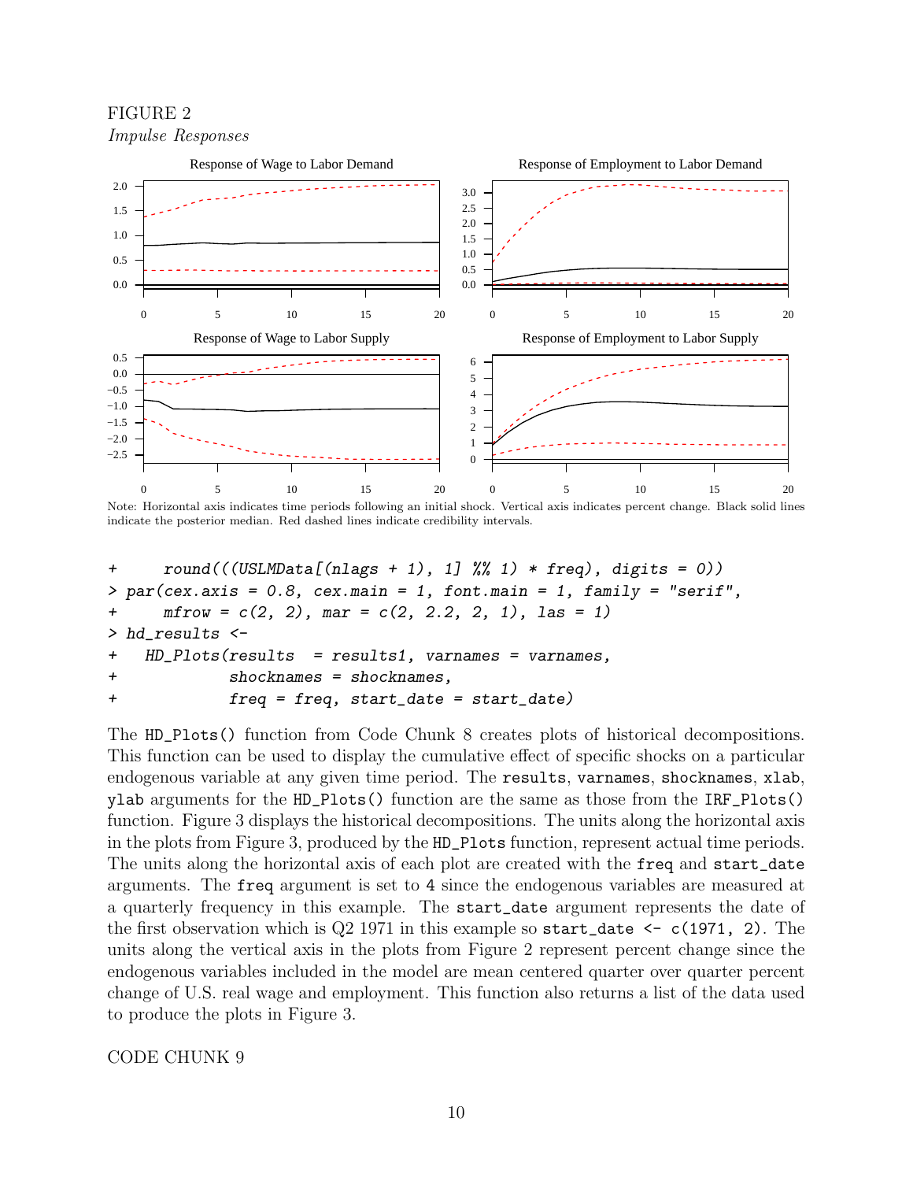FIGURE 2

*Impulse Responses*

Note: Horizontal axis indicates time periods following an initial shock. Vertical axis indicates percent change. Black solid lines indicate the posterior median. Red dashed lines indicate credibility intervals.

```
+     round(((USLMData[(nlags + 1), 1] %% 1) * freq), digits = 0))
> par(cex.axis = 0.8, cex.main = 1, font.main = 1, family = "serif",
+     mfrow = c(2, 2), mar = c(2, 2.2, 2, 1), las = 1)
> hd_results <-
+   HD_Plots(results  = results1, varnames = varnames,
+            shocknames = shocknames,
+            freq = freq, start_date = start_date)
```

The `HD_Plots()` function from Code Chunk 8 creates plots of historical decompositions. This function can be used to display the cumulative effect of specific shocks on a particular endogenous variable at any given time period. The `results`, `varnames`, `shocknames`, `xlab`, `ylab` arguments for the `HD_Plots()` function are the same as those from the `IRF_Plots()` function. Figure 3 displays the historical decompositions. The units along the horizontal axis in the plots from Figure 3, produced by the `HD_Plots` function, represent actual time periods. The units along the horizontal axis of each plot are created with the `freq` and `start_date` arguments. The `freq` argument is set to `4` since the endogenous variables are measured at a quarterly frequency in this example. The `start_date` argument represents the date of the first observation which is Q2 1971 in this example so `start_date <- c(1971, 2)`. The units along the vertical axis in the plots from Figure 2 represent percent change since the endogenous variables included in the model are mean centered quarter over quarter percent change of U.S. real wage and employment. This function also returns a list of the data used to produce the plots in Figure 3.

CODE CHUNK 9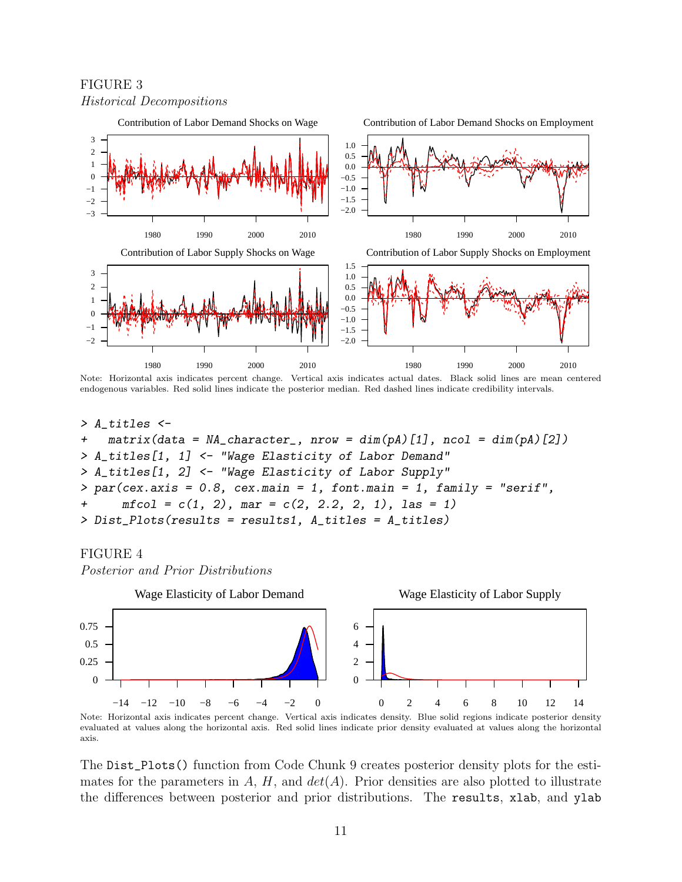FIGURE 3

*Historical Decompositions*

Note: Horizontal axis indicates percent change. Vertical axis indicates actual dates. Black solid lines are mean centered endogenous variables. Red solid lines indicate the posterior median. Red dashed lines indicate credibility intervals.

```
> A_titles <-
+   matrix(data = NA_character_, nrow = dim(pA)[1], ncol = dim(pA)[2])
> A_titles[1, 1] <- "Wage Elasticity of Labor Demand"
> A_titles[1, 2] <- "Wage Elasticity of Labor Supply"
> par(cex.axis = 0.8, cex.main = 1, font.main = 1, family = "serif",
+     mfcol = c(1, 2), mar = c(2, 2.2, 2, 1), las = 1)
> Dist_Plots(results = results1, A_titles = A_titles)
```

FIGURE 4

*Posterior and Prior Distributions*

Note: Horizontal axis indicates percent change. Vertical axis indicates density. Blue solid regions indicate posterior density evaluated at values along the horizontal axis. Red solid lines indicate prior density evaluated at values along the horizontal axis.

The `Dist_Plots()` function from Code Chunk 9 creates posterior density plots for the estimates for the parameters in $A$, $H$, and $det(A)$. Prior densities are also plotted to illustrate the differences between posterior and prior distributions. The `results`, `xlab`, and `ylab`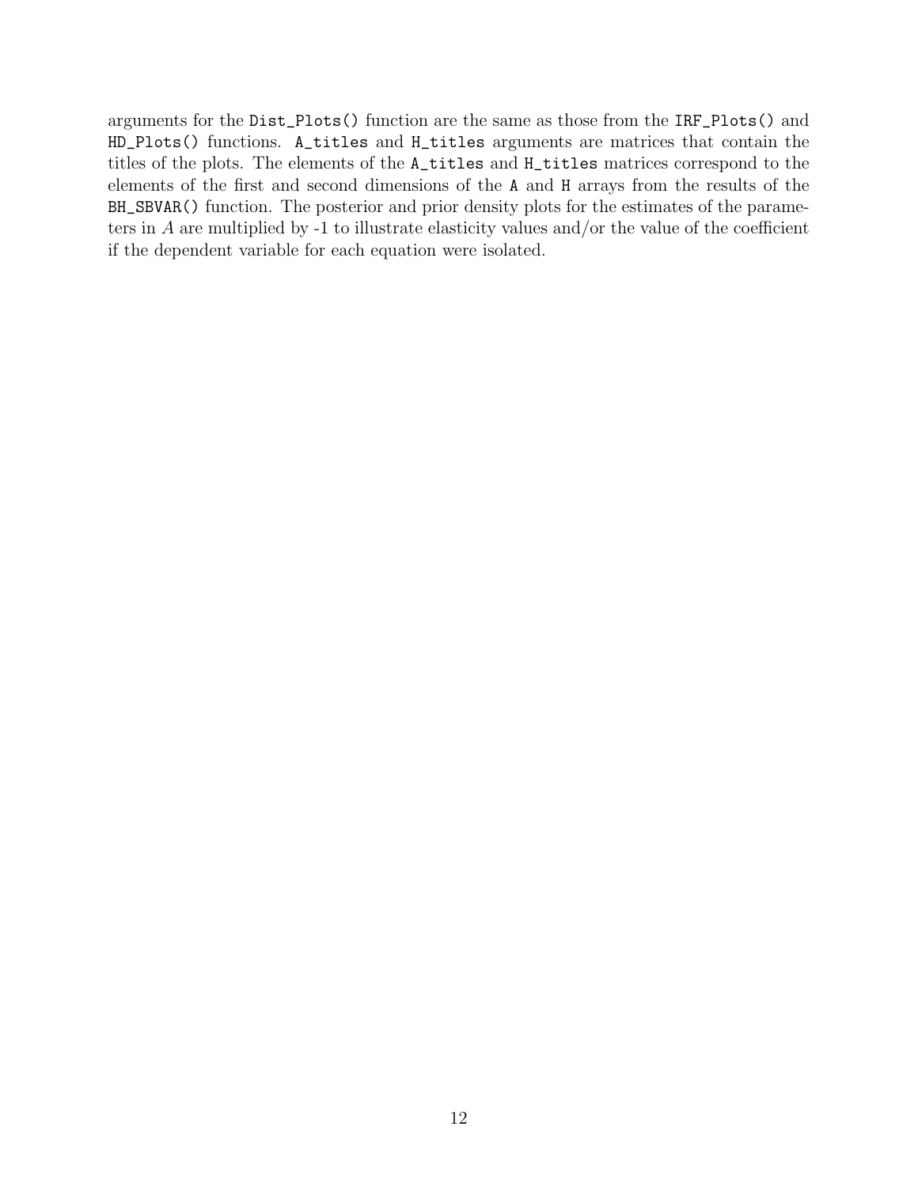arguments for the `Dist_Plots()` function are the same as those from the `IRF_Plots()` and `HD_Plots()` functions. `A_titles` and `H_titles` arguments are matrices that contain the titles of the plots. The elements of the `A_titles` and `H_titles` matrices correspond to the elements of the first and second dimensions of the `A` and `H` arrays from the results of the `BH_SBVAR()` function. The posterior and prior density plots for the estimates of the parameters in $A$ are multiplied by -1 to illustrate elasticity values and/or the value of the coefficient if the dependent variable for each equation were isolated.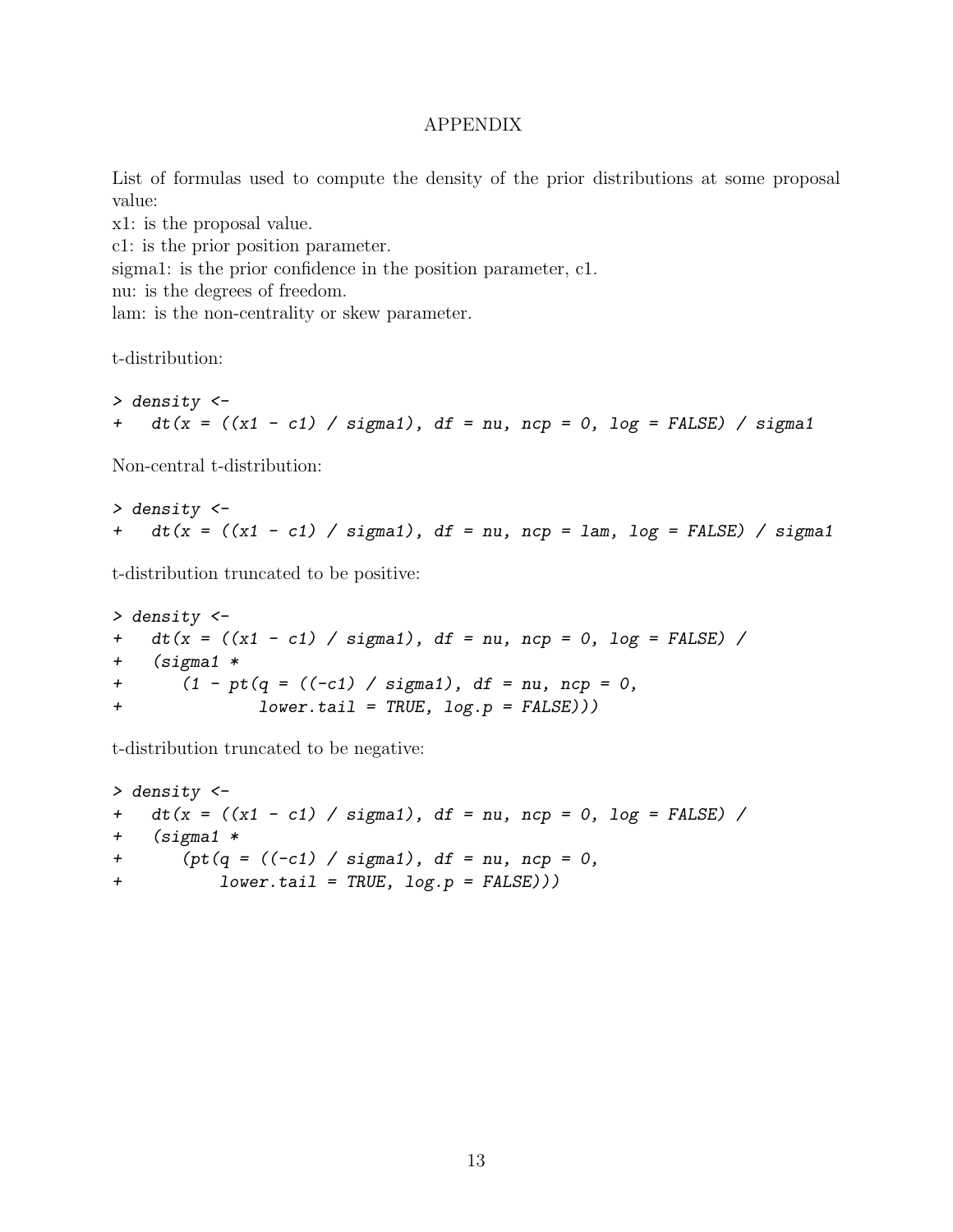# APPENDIX

List of formulas used to compute the density of the prior distributions at some proposal value:
x1: is the proposal value.
c1: is the prior position parameter.
sigma1: is the prior confidence in the position parameter, c1.
nu: is the degrees of freedom.
lam: is the non-centrality or skew parameter.

t-distribution:

```
> density <-
+   dt(x = ((x1 - c1) / sigma1), df = nu, ncp = 0, log = FALSE) / sigma1
```

Non-central t-distribution:

```
> density <-
+   dt(x = ((x1 - c1) / sigma1), df = nu, ncp = lam, log = FALSE) / sigma1
```

t-distribution truncated to be positive:

```
> density <-
+   dt(x = ((x1 - c1) / sigma1), df = nu, ncp = 0, log = FALSE) /
+   (sigma1 *
+      (1 - pt(q = ((-c1) / sigma1), df = nu, ncp = 0,
+              lower.tail = TRUE, log.p = FALSE)))
```

t-distribution truncated to be negative:

```
> density <-
+   dt(x = ((x1 - c1) / sigma1), df = nu, ncp = 0, log = FALSE) /
+   (sigma1 *
+      (pt(q = ((-c1) / sigma1), df = nu, ncp = 0,
+          lower.tail = TRUE, log.p = FALSE)))
```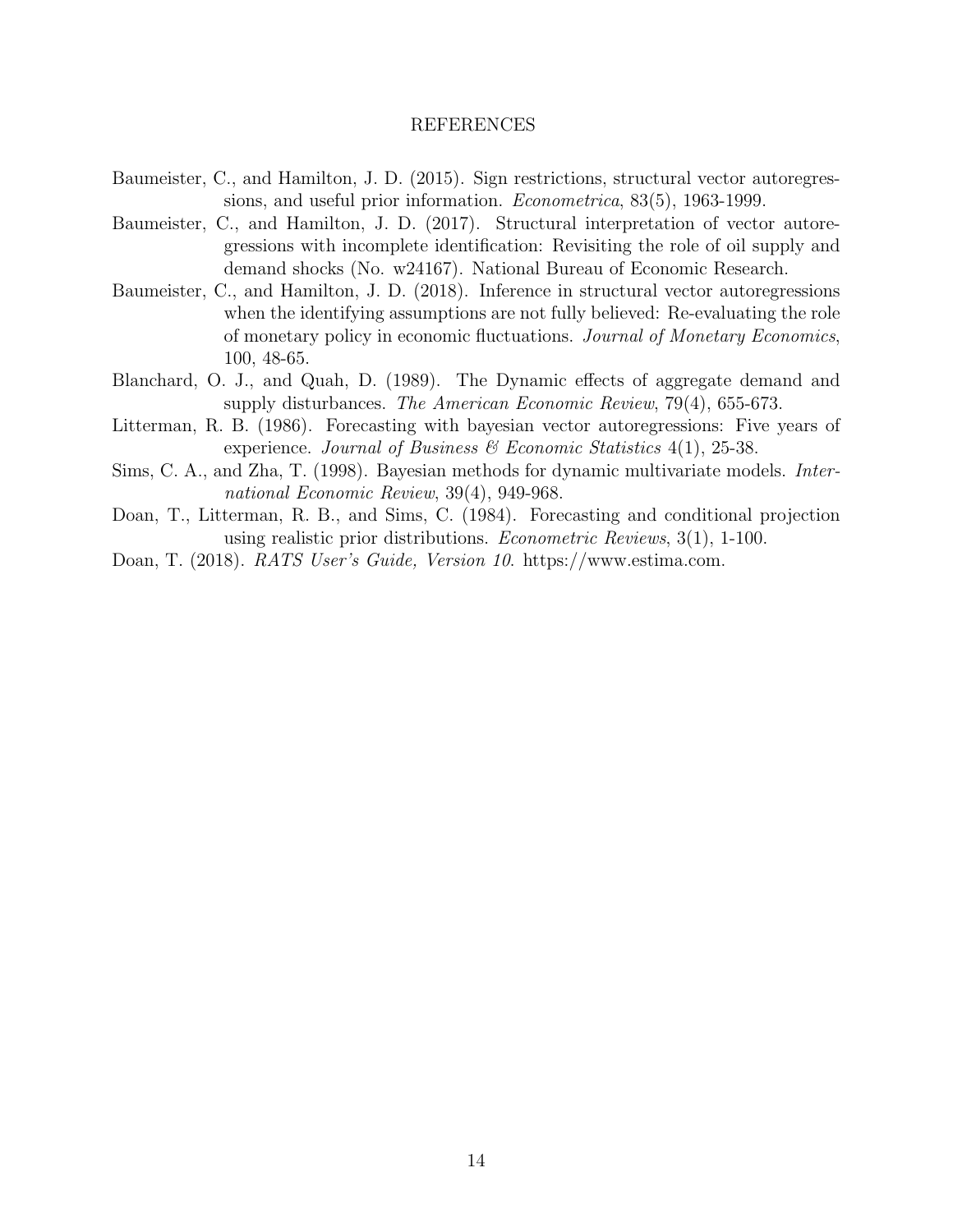# REFERENCES

Baumeister, C., and Hamilton, J. D. (2015). Sign restrictions, structural vector autoregressions, and useful prior information. *Econometrica*, 83(5), 1963-1999.

Baumeister, C., and Hamilton, J. D. (2017). Structural interpretation of vector autoregressions with incomplete identification: Revisiting the role of oil supply and demand shocks (No. w24167). National Bureau of Economic Research.

Baumeister, C., and Hamilton, J. D. (2018). Inference in structural vector autoregressions when the identifying assumptions are not fully believed: Re-evaluating the role of monetary policy in economic fluctuations. *Journal of Monetary Economics*, 100, 48-65.

Blanchard, O. J., and Quah, D. (1989). The Dynamic effects of aggregate demand and supply disturbances. *The American Economic Review*, 79(4), 655-673.

Litterman, R. B. (1986). Forecasting with bayesian vector autoregressions: Five years of experience. *Journal of Business & Economic Statistics* 4(1), 25-38.

Sims, C. A., and Zha, T. (1998). Bayesian methods for dynamic multivariate models. *International Economic Review*, 39(4), 949-968.

Doan, T., Litterman, R. B., and Sims, C. (1984). Forecasting and conditional projection using realistic prior distributions. *Econometric Reviews*, 3(1), 1-100.

Doan, T. (2018). *RATS User's Guide, Version 10*. https://www.estima.com.